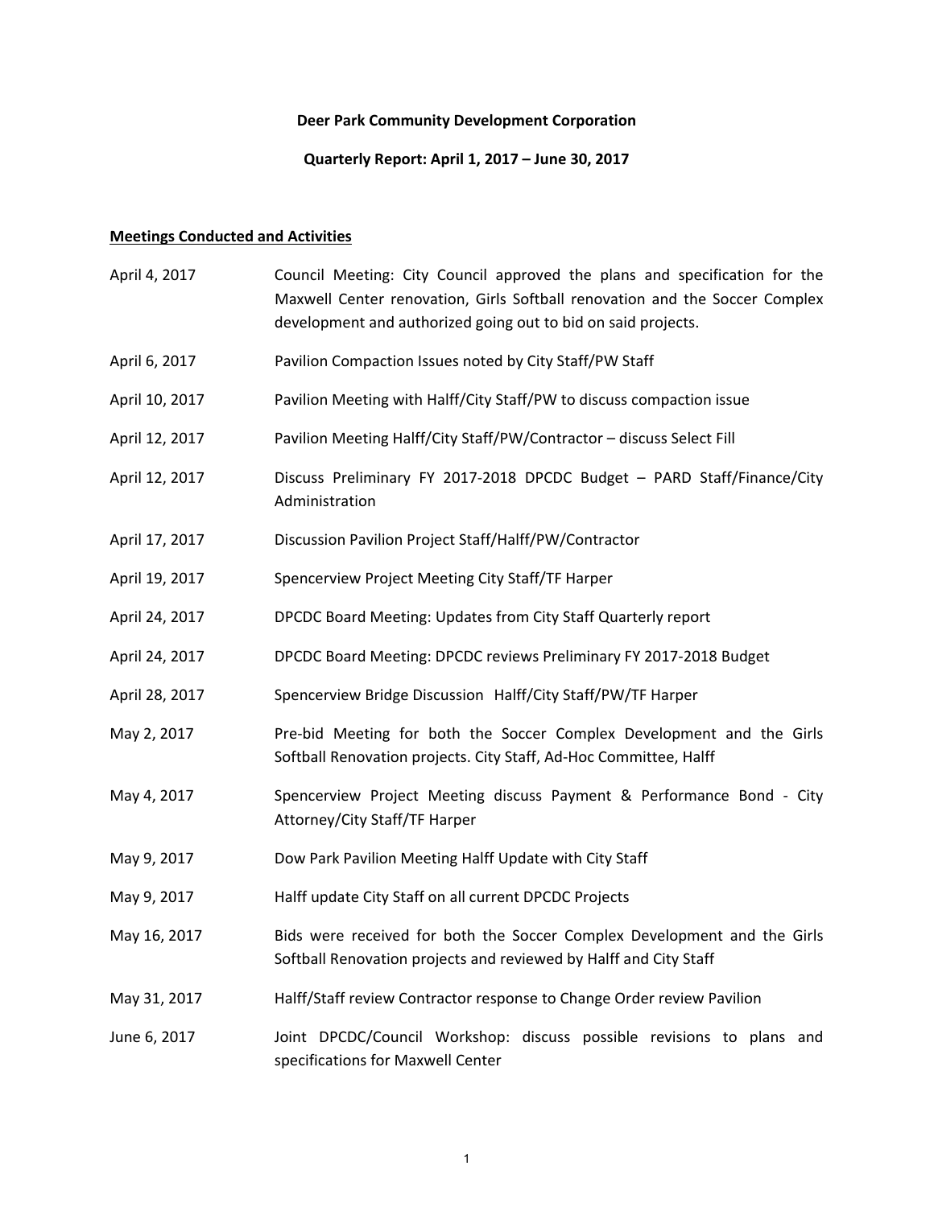**Deer Park Community Development Corporation**

**Quarterly Report: April 1, 2017 – June 30, 2017**

**Meetings Conducted and Activities**

| | |
|---|---|
| April 4, 2017 | Council Meeting: City Council approved the plans and specification for the Maxwell Center renovation, Girls Softball renovation and the Soccer Complex development and authorized going out to bid on said projects. |
| April 6, 2017 | Pavilion Compaction Issues noted by City Staff/PW Staff |
| April 10, 2017 | Pavilion Meeting with Halff/City Staff/PW to discuss compaction issue |
| April 12, 2017 | Pavilion Meeting Halff/City Staff/PW/Contractor – discuss Select Fill |
| April 12, 2017 | Discuss Preliminary FY 2017-2018 DPCDC Budget – PARD Staff/Finance/City Administration |
| April 17, 2017 | Discussion Pavilion Project Staff/Halff/PW/Contractor |
| April 19, 2017 | Spencerview Project Meeting City Staff/TF Harper |
| April 24, 2017 | DPCDC Board Meeting: Updates from City Staff Quarterly report |
| April 24, 2017 | DPCDC Board Meeting: DPCDC reviews Preliminary FY 2017-2018 Budget |
| April 28, 2017 | Spencerview Bridge Discussion Halff/City Staff/PW/TF Harper |
| May 2, 2017 | Pre-bid Meeting for both the Soccer Complex Development and the Girls Softball Renovation projects. City Staff, Ad-Hoc Committee, Halff |
| May 4, 2017 | Spencerview Project Meeting discuss Payment & Performance Bond - City Attorney/City Staff/TF Harper |
| May 9, 2017 | Dow Park Pavilion Meeting Halff Update with City Staff |
| May 9, 2017 | Halff update City Staff on all current DPCDC Projects |
| May 16, 2017 | Bids were received for both the Soccer Complex Development and the Girls Softball Renovation projects and reviewed by Halff and City Staff |
| May 31, 2017 | Halff/Staff review Contractor response to Change Order review Pavilion |
| June 6, 2017 | Joint DPCDC/Council Workshop: discuss possible revisions to plans and specifications for Maxwell Center |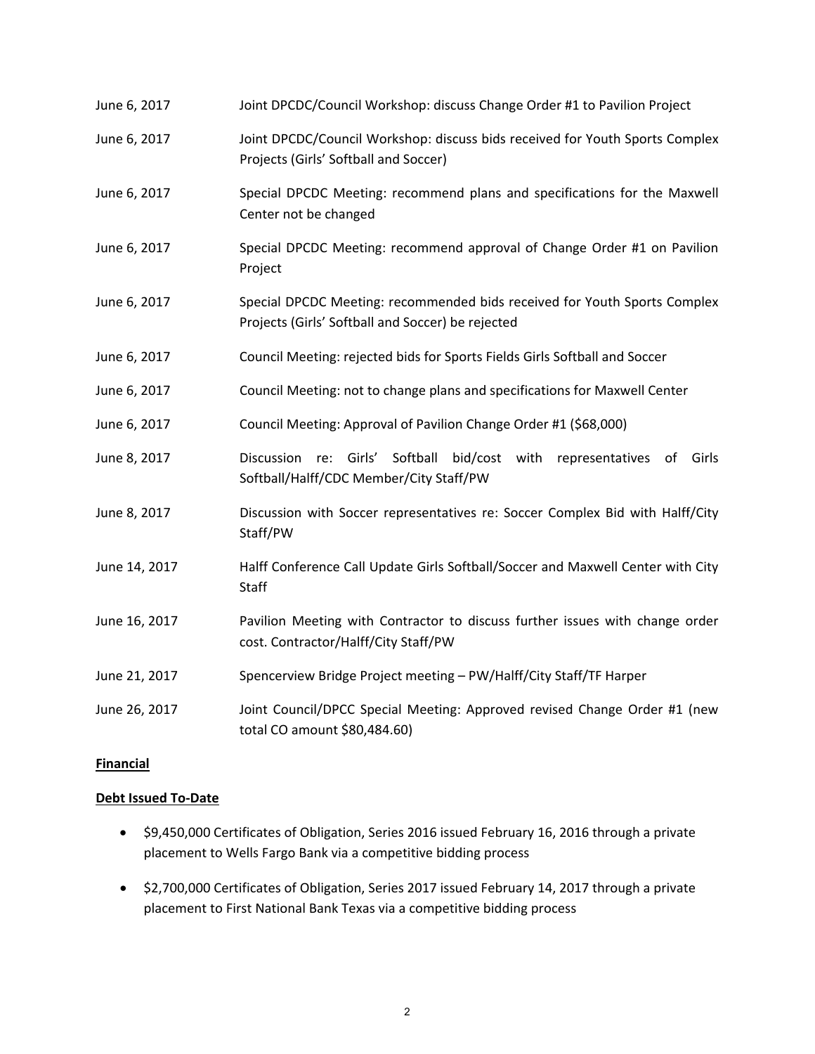| | |
|---|---|
| June 6, 2017 | Joint DPCDC/Council Workshop: discuss Change Order #1 to Pavilion Project |
| June 6, 2017 | Joint DPCDC/Council Workshop: discuss bids received for Youth Sports Complex Projects (Girls' Softball and Soccer) |
| June 6, 2017 | Special DPCDC Meeting: recommend plans and specifications for the Maxwell Center not be changed |
| June 6, 2017 | Special DPCDC Meeting: recommend approval of Change Order #1 on Pavilion Project |
| June 6, 2017 | Special DPCDC Meeting: recommended bids received for Youth Sports Complex Projects (Girls' Softball and Soccer) be rejected |
| June 6, 2017 | Council Meeting: rejected bids for Sports Fields Girls Softball and Soccer |
| June 6, 2017 | Council Meeting: not to change plans and specifications for Maxwell Center |
| June 6, 2017 | Council Meeting: Approval of Pavilion Change Order #1 ($68,000) |
| June 8, 2017 | Discussion re: Girls' Softball bid/cost with representatives of Girls Softball/Halff/CDC Member/City Staff/PW |
| June 8, 2017 | Discussion with Soccer representatives re: Soccer Complex Bid with Halff/City Staff/PW |
| June 14, 2017 | Halff Conference Call Update Girls Softball/Soccer and Maxwell Center with City Staff |
| June 16, 2017 | Pavilion Meeting with Contractor to discuss further issues with change order cost. Contractor/Halff/City Staff/PW |
| June 21, 2017 | Spencerview Bridge Project meeting – PW/Halff/City Staff/TF Harper |
| June 26, 2017 | Joint Council/DPCC Special Meeting: Approved revised Change Order #1 (new total CO amount $80,484.60) |

**Financial**

**Debt Issued To-Date**

- $9,450,000 Certificates of Obligation, Series 2016 issued February 16, 2016 through a private placement to Wells Fargo Bank via a competitive bidding process
- $2,700,000 Certificates of Obligation, Series 2017 issued February 14, 2017 through a private placement to First National Bank Texas via a competitive bidding process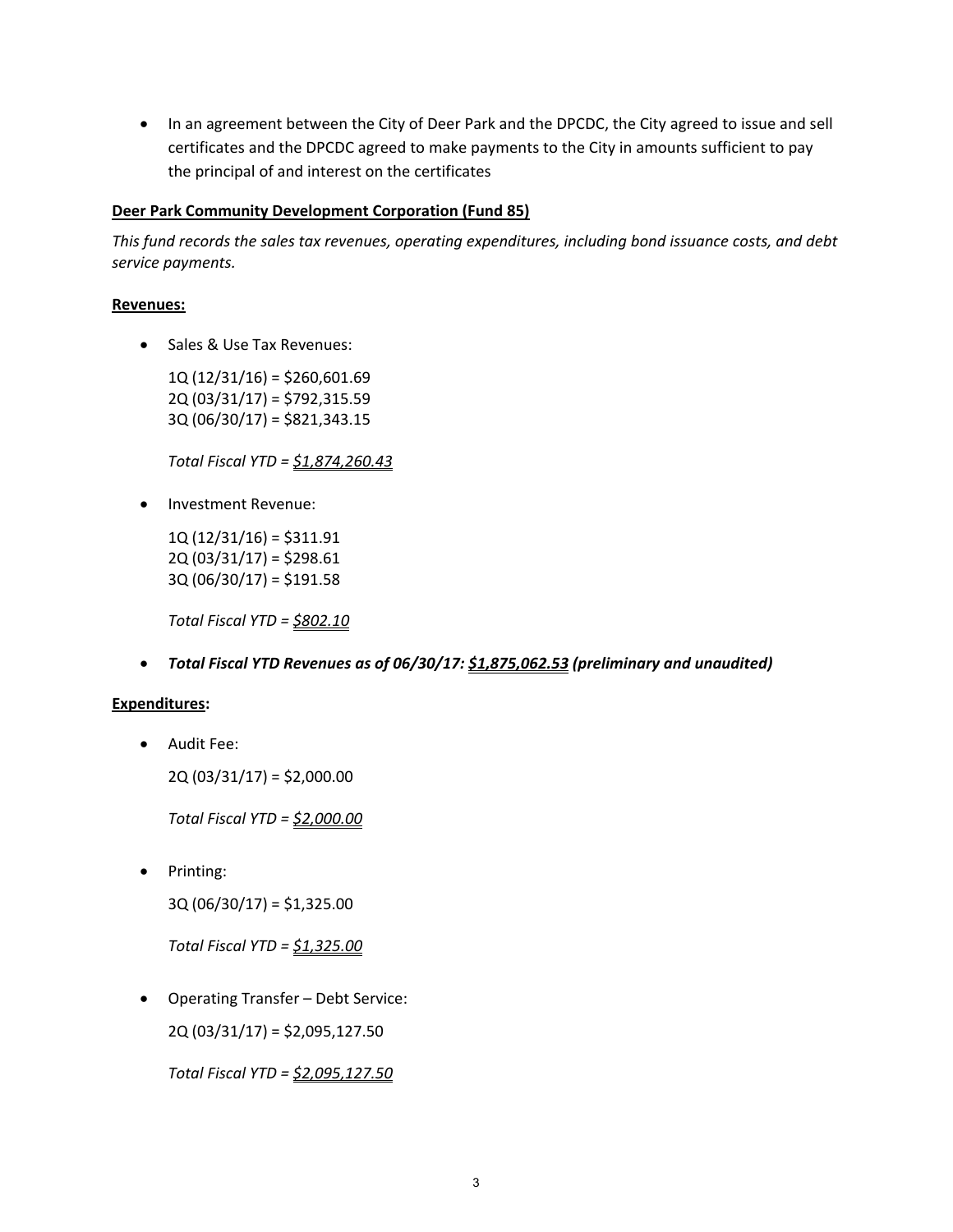- In an agreement between the City of Deer Park and the DPCDC, the City agreed to issue and sell certificates and the DPCDC agreed to make payments to the City in amounts sufficient to pay the principal of and interest on the certificates

**Deer Park Community Development Corporation (Fund 85)**

*This fund records the sales tax revenues, operating expenditures, including bond issuance costs, and debt service payments.*

**Revenues:**

- Sales & Use Tax Revenues:

  1Q (12/31/16) = $260,601.69
  2Q (03/31/17) = $792,315.59
  3Q (06/30/17) = $821,343.15

  *Total Fiscal YTD = $1,874,260.43*

- Investment Revenue:

  1Q (12/31/16) = $311.91
  2Q (03/31/17) = $298.61
  3Q (06/30/17) = $191.58

  *Total Fiscal YTD = $802.10*

- ***Total Fiscal YTD Revenues as of 06/30/17: $1,875,062.53 (preliminary and unaudited)***

**Expenditures:**

- Audit Fee:

  2Q (03/31/17) = $2,000.00

  *Total Fiscal YTD = $2,000.00*

- Printing:

  3Q (06/30/17) = $1,325.00

  *Total Fiscal YTD = $1,325.00*

- Operating Transfer – Debt Service:

  2Q (03/31/17) = $2,095,127.50

  *Total Fiscal YTD = $2,095,127.50*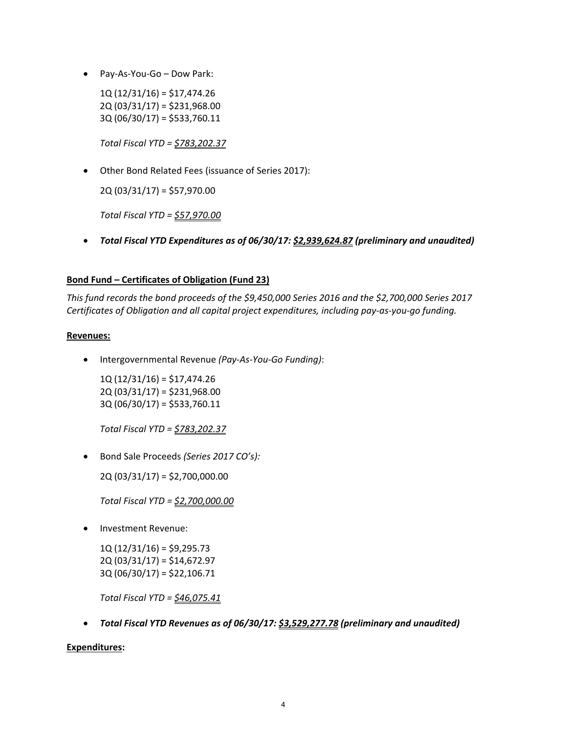- Pay-As-You-Go – Dow Park:

  1Q (12/31/16) = $17,474.26
  2Q (03/31/17) = $231,968.00
  3Q (06/30/17) = $533,760.11

  *Total Fiscal YTD = <u>$783,202.37</u>*

- Other Bond Related Fees (issuance of Series 2017):

  2Q (03/31/17) = $57,970.00

  *Total Fiscal YTD = <u>$57,970.00</u>*

- ***Total Fiscal YTD Expenditures as of 06/30/17: <u>$2,939,624.87</u> (preliminary and unaudited)***

**<u>Bond Fund – Certificates of Obligation (Fund 23)</u>**

*This fund records the bond proceeds of the $9,450,000 Series 2016 and the $2,700,000 Series 2017 Certificates of Obligation and all capital project expenditures, including pay-as-you-go funding.*

**<u>Revenues:</u>**

- Intergovernmental Revenue *(Pay-As-You-Go Funding)*:

  1Q (12/31/16) = $17,474.26
  2Q (03/31/17) = $231,968.00
  3Q (06/30/17) = $533,760.11

  *Total Fiscal YTD = <u>$783,202.37</u>*

- Bond Sale Proceeds *(Series 2017 CO's):*

  2Q (03/31/17) = $2,700,000.00

  *Total Fiscal YTD = <u>$2,700,000.00</u>*

- Investment Revenue:

  1Q (12/31/16) = $9,295.73
  2Q (03/31/17) = $14,672.97
  3Q (06/30/17) = $22,106.71

  *Total Fiscal YTD = <u>$46,075.41</u>*

- ***Total Fiscal YTD Revenues as of 06/30/17: <u>$3,529,277.78</u> (preliminary and unaudited)***

**<u>Expenditures</u>:**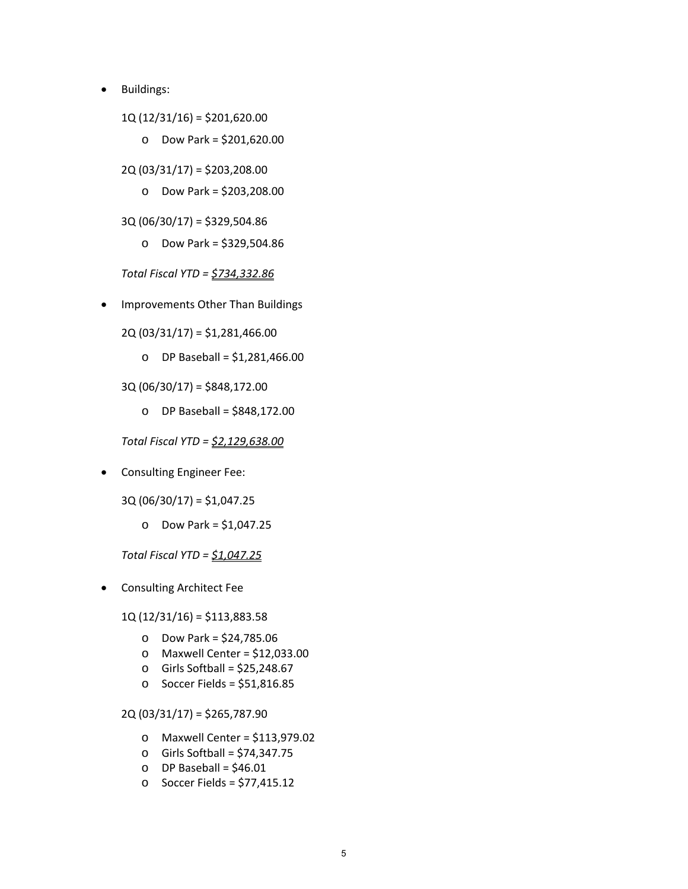- Buildings:

  1Q (12/31/16) = $201,620.00

  - Dow Park = $201,620.00

  2Q (03/31/17) = $203,208.00

  - Dow Park = $203,208.00

  3Q (06/30/17) = $329,504.86

  - Dow Park = $329,504.86

  *Total Fiscal YTD = <u>$734,332.86</u>*

- Improvements Other Than Buildings

  2Q (03/31/17) = $1,281,466.00

  - DP Baseball = $1,281,466.00

  3Q (06/30/17) = $848,172.00

  - DP Baseball = $848,172.00

  *Total Fiscal YTD = <u>$2,129,638.00</u>*

- Consulting Engineer Fee:

  3Q (06/30/17) = $1,047.25

  - Dow Park = $1,047.25

  *Total Fiscal YTD = <u>$1,047.25</u>*

- Consulting Architect Fee

  1Q (12/31/16) = $113,883.58

  - Dow Park = $24,785.06
  - Maxwell Center = $12,033.00
  - Girls Softball = $25,248.67
  - Soccer Fields = $51,816.85

  2Q (03/31/17) = $265,787.90

  - Maxwell Center = $113,979.02
  - Girls Softball = $74,347.75
  - DP Baseball = $46.01
  - Soccer Fields = $77,415.12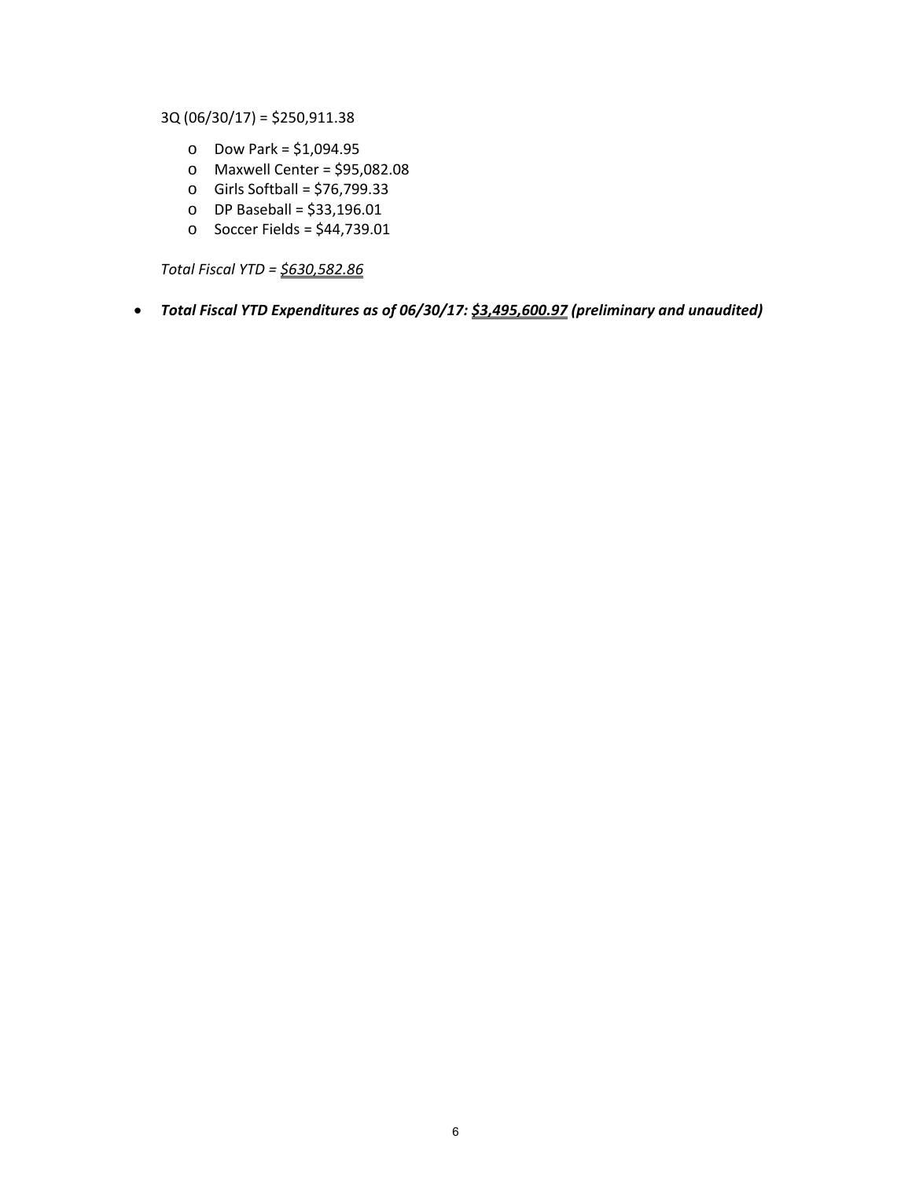3Q (06/30/17) = $250,911.38

- Dow Park = $1,094.95
- Maxwell Center = $95,082.08
- Girls Softball = $76,799.33
- DP Baseball = $33,196.01
- Soccer Fields = $44,739.01

*Total Fiscal YTD = <u>$630,582.86</u>*

- ***Total Fiscal YTD Expenditures as of 06/30/17: <u>$3,495,600.97</u> (preliminary and unaudited)***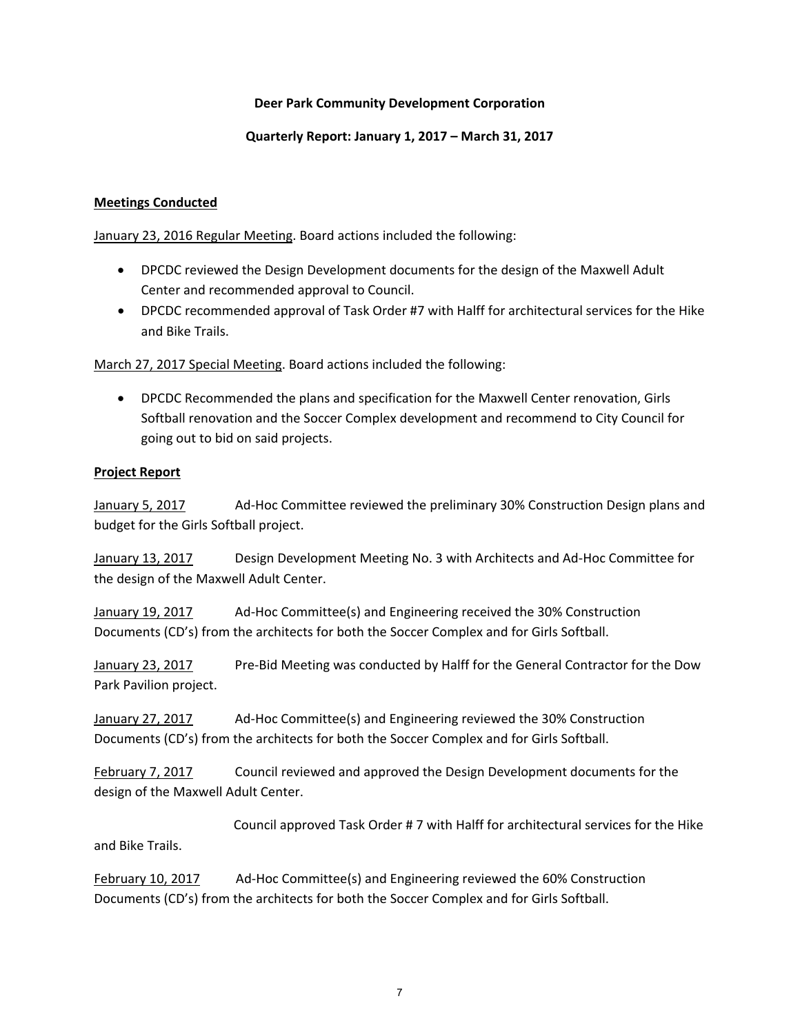**Deer Park Community Development Corporation**

**Quarterly Report: January 1, 2017 – March 31, 2017**

**Meetings Conducted**

January 23, 2016 Regular Meeting. Board actions included the following:

- DPCDC reviewed the Design Development documents for the design of the Maxwell Adult Center and recommended approval to Council.
- DPCDC recommended approval of Task Order #7 with Halff for architectural services for the Hike and Bike Trails.

March 27, 2017 Special Meeting. Board actions included the following:

- DPCDC Recommended the plans and specification for the Maxwell Center renovation, Girls Softball renovation and the Soccer Complex development and recommend to City Council for going out to bid on said projects.

**Project Report**

January 5, 2017 Ad-Hoc Committee reviewed the preliminary 30% Construction Design plans and budget for the Girls Softball project.

January 13, 2017 Design Development Meeting No. 3 with Architects and Ad-Hoc Committee for the design of the Maxwell Adult Center.

January 19, 2017 Ad-Hoc Committee(s) and Engineering received the 30% Construction Documents (CD's) from the architects for both the Soccer Complex and for Girls Softball.

January 23, 2017 Pre-Bid Meeting was conducted by Halff for the General Contractor for the Dow Park Pavilion project.

January 27, 2017 Ad-Hoc Committee(s) and Engineering reviewed the 30% Construction Documents (CD's) from the architects for both the Soccer Complex and for Girls Softball.

February 7, 2017 Council reviewed and approved the Design Development documents for the design of the Maxwell Adult Center.

Council approved Task Order # 7 with Halff for architectural services for the Hike and Bike Trails.

February 10, 2017 Ad-Hoc Committee(s) and Engineering reviewed the 60% Construction Documents (CD's) from the architects for both the Soccer Complex and for Girls Softball.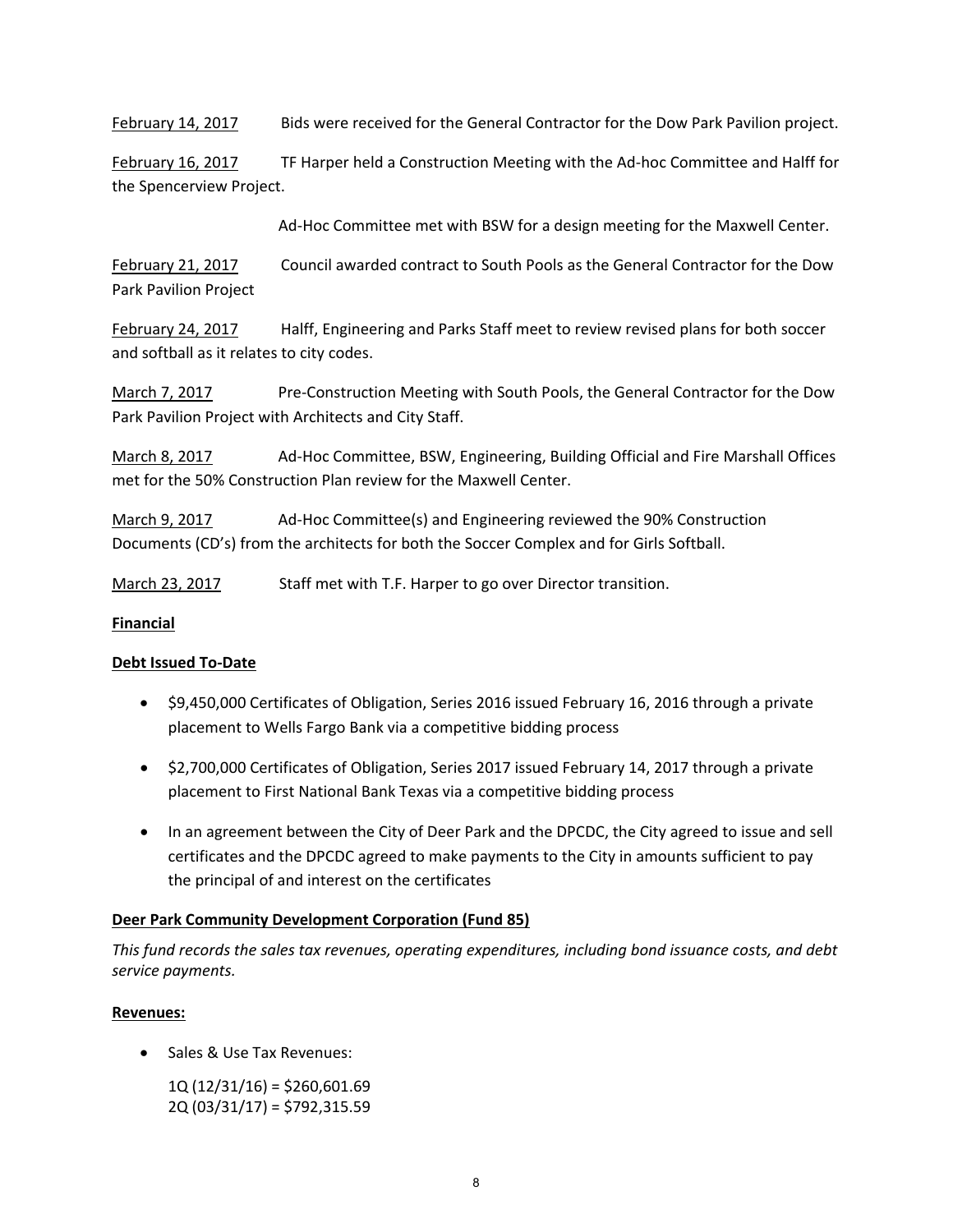<u>February 14, 2017</u> Bids were received for the General Contractor for the Dow Park Pavilion project.

<u>February 16, 2017</u> TF Harper held a Construction Meeting with the Ad-hoc Committee and Halff for the Spencerview Project.

Ad-Hoc Committee met with BSW for a design meeting for the Maxwell Center.

<u>February 21, 2017</u> Council awarded contract to South Pools as the General Contractor for the Dow Park Pavilion Project

<u>February 24, 2017</u> Halff, Engineering and Parks Staff meet to review revised plans for both soccer and softball as it relates to city codes.

<u>March 7, 2017</u> Pre-Construction Meeting with South Pools, the General Contractor for the Dow Park Pavilion Project with Architects and City Staff.

<u>March 8, 2017</u> Ad-Hoc Committee, BSW, Engineering, Building Official and Fire Marshall Offices met for the 50% Construction Plan review for the Maxwell Center.

<u>March 9, 2017</u> Ad-Hoc Committee(s) and Engineering reviewed the 90% Construction Documents (CD's) from the architects for both the Soccer Complex and for Girls Softball.

<u>March 23, 2017</u> Staff met with T.F. Harper to go over Director transition.

**<u>Financial</u>**

**<u>Debt Issued To-Date</u>**

- $9,450,000 Certificates of Obligation, Series 2016 issued February 16, 2016 through a private placement to Wells Fargo Bank via a competitive bidding process
- $2,700,000 Certificates of Obligation, Series 2017 issued February 14, 2017 through a private placement to First National Bank Texas via a competitive bidding process
- In an agreement between the City of Deer Park and the DPCDC, the City agreed to issue and sell certificates and the DPCDC agreed to make payments to the City in amounts sufficient to pay the principal of and interest on the certificates

**<u>Deer Park Community Development Corporation (Fund 85)</u>**

*This fund records the sales tax revenues, operating expenditures, including bond issuance costs, and debt service payments.*

**<u>Revenues:</u>**

- Sales & Use Tax Revenues:

  1Q (12/31/16) = $260,601.69
  2Q (03/31/17) = $792,315.59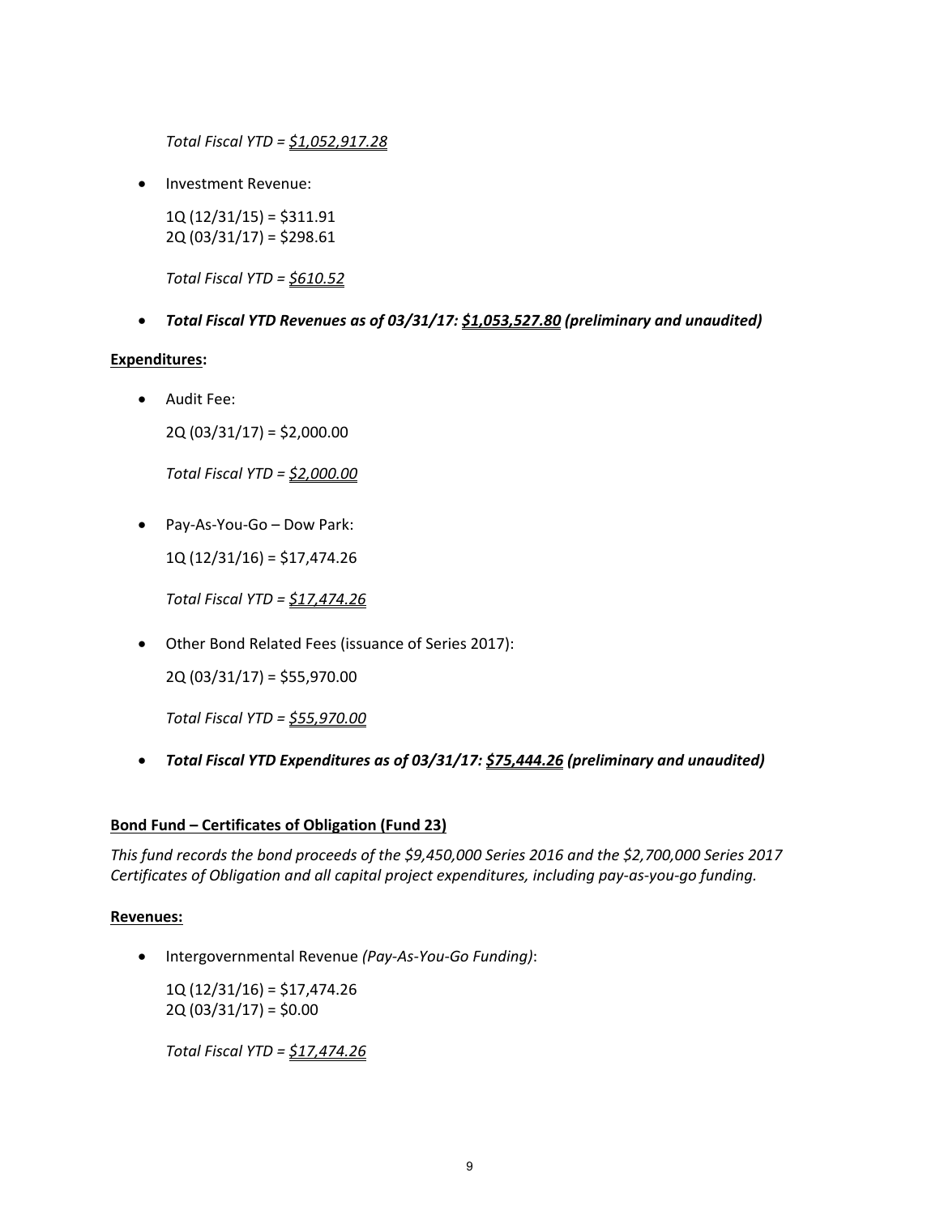*Total Fiscal YTD = <u>$1,052,917.28</u>*

- Investment Revenue:

  1Q (12/31/15) = $311.91
  2Q (03/31/17) = $298.61

  *Total Fiscal YTD = <u>$610.52</u>*

- ***Total Fiscal YTD Revenues as of 03/31/17: <u>$1,053,527.80</u> (preliminary and unaudited)***

**<u>Expenditures</u>:**

- Audit Fee:

  2Q (03/31/17) = $2,000.00

  *Total Fiscal YTD = <u>$2,000.00</u>*

- Pay-As-You-Go – Dow Park:

  1Q (12/31/16) = $17,474.26

  *Total Fiscal YTD = <u>$17,474.26</u>*

- Other Bond Related Fees (issuance of Series 2017):

  2Q (03/31/17) = $55,970.00

  *Total Fiscal YTD = <u>$55,970.00</u>*

- ***Total Fiscal YTD Expenditures as of 03/31/17: <u>$75,444.26</u> (preliminary and unaudited)***

**<u>Bond Fund – Certificates of Obligation (Fund 23)</u>**

*This fund records the bond proceeds of the $9,450,000 Series 2016 and the $2,700,000 Series 2017 Certificates of Obligation and all capital project expenditures, including pay-as-you-go funding.*

**<u>Revenues:</u>**

- Intergovernmental Revenue *(Pay-As-You-Go Funding)*:

  1Q (12/31/16) = $17,474.26
  2Q (03/31/17) = $0.00

  *Total Fiscal YTD = <u>$17,474.26</u>*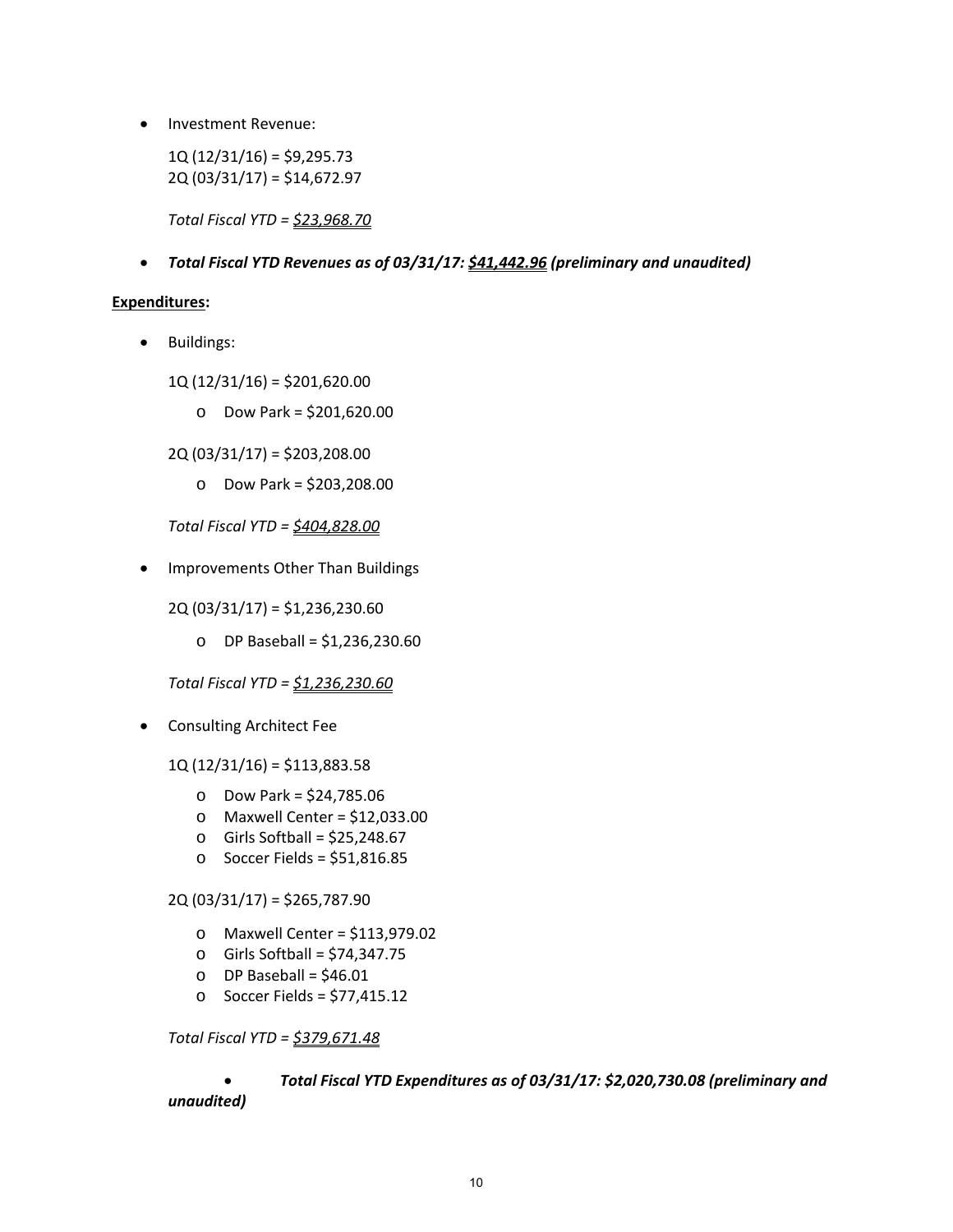- Investment Revenue:

  1Q (12/31/16) = $9,295.73
  2Q (03/31/17) = $14,672.97

  *Total Fiscal YTD = <u>$23,968.70</u>*

- ***Total Fiscal YTD Revenues as of 03/31/17: <u>$41,442.96</u> (preliminary and unaudited)***

**<u>Expenditures</u>:**

- Buildings:

  1Q (12/31/16) = $201,620.00

  - Dow Park = $201,620.00

  2Q (03/31/17) = $203,208.00

  - Dow Park = $203,208.00

  *Total Fiscal YTD = <u>$404,828.00</u>*

- Improvements Other Than Buildings

  2Q (03/31/17) = $1,236,230.60

  - DP Baseball = $1,236,230.60

  *Total Fiscal YTD = <u>$1,236,230.60</u>*

- Consulting Architect Fee

  1Q (12/31/16) = $113,883.58

  - Dow Park = $24,785.06
  - Maxwell Center = $12,033.00
  - Girls Softball = $25,248.67
  - Soccer Fields = $51,816.85

  2Q (03/31/17) = $265,787.90

  - Maxwell Center = $113,979.02
  - Girls Softball = $74,347.75
  - DP Baseball = $46.01
  - Soccer Fields = $77,415.12

  *Total Fiscal YTD = <u>$379,671.48</u>*

- ***Total Fiscal YTD Expenditures as of 03/31/17: $2,020,730.08 (preliminary and unaudited)***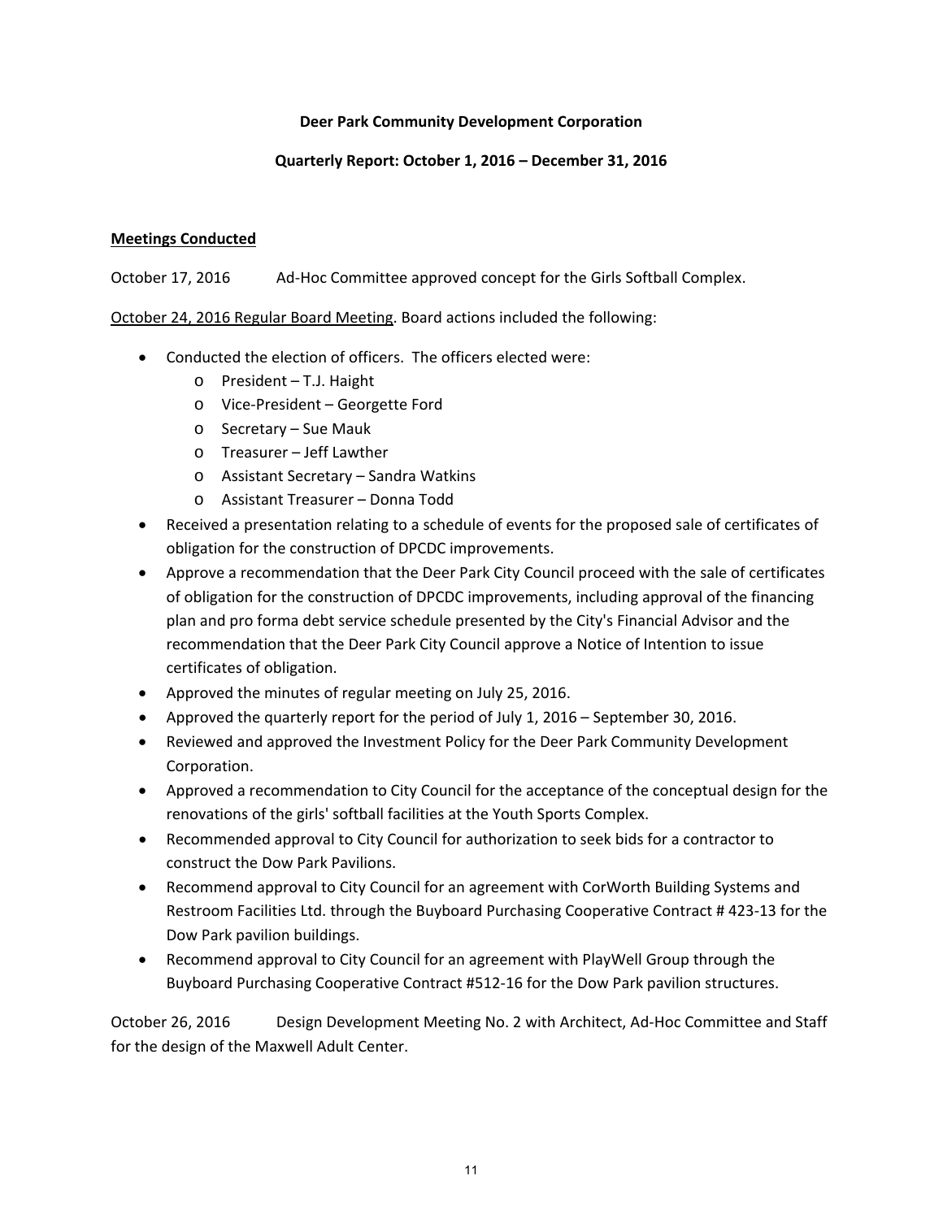**Deer Park Community Development Corporation**

**Quarterly Report: October 1, 2016 – December 31, 2016**

**<u>Meetings Conducted</u>**

October 17, 2016 Ad-Hoc Committee approved concept for the Girls Softball Complex.

<u>October 24, 2016 Regular Board Meeting</u>. Board actions included the following:

- Conducted the election of officers. The officers elected were:
  - President – T.J. Haight
  - Vice-President – Georgette Ford
  - Secretary – Sue Mauk
  - Treasurer – Jeff Lawther
  - Assistant Secretary – Sandra Watkins
  - Assistant Treasurer – Donna Todd
- Received a presentation relating to a schedule of events for the proposed sale of certificates of obligation for the construction of DPCDC improvements.
- Approve a recommendation that the Deer Park City Council proceed with the sale of certificates of obligation for the construction of DPCDC improvements, including approval of the financing plan and pro forma debt service schedule presented by the City's Financial Advisor and the recommendation that the Deer Park City Council approve a Notice of Intention to issue certificates of obligation.
- Approved the minutes of regular meeting on July 25, 2016.
- Approved the quarterly report for the period of July 1, 2016 – September 30, 2016.
- Reviewed and approved the Investment Policy for the Deer Park Community Development Corporation.
- Approved a recommendation to City Council for the acceptance of the conceptual design for the renovations of the girls' softball facilities at the Youth Sports Complex.
- Recommended approval to City Council for authorization to seek bids for a contractor to construct the Dow Park Pavilions.
- Recommend approval to City Council for an agreement with CorWorth Building Systems and Restroom Facilities Ltd. through the Buyboard Purchasing Cooperative Contract # 423-13 for the Dow Park pavilion buildings.
- Recommend approval to City Council for an agreement with PlayWell Group through the Buyboard Purchasing Cooperative Contract #512-16 for the Dow Park pavilion structures.

October 26, 2016 Design Development Meeting No. 2 with Architect, Ad-Hoc Committee and Staff for the design of the Maxwell Adult Center.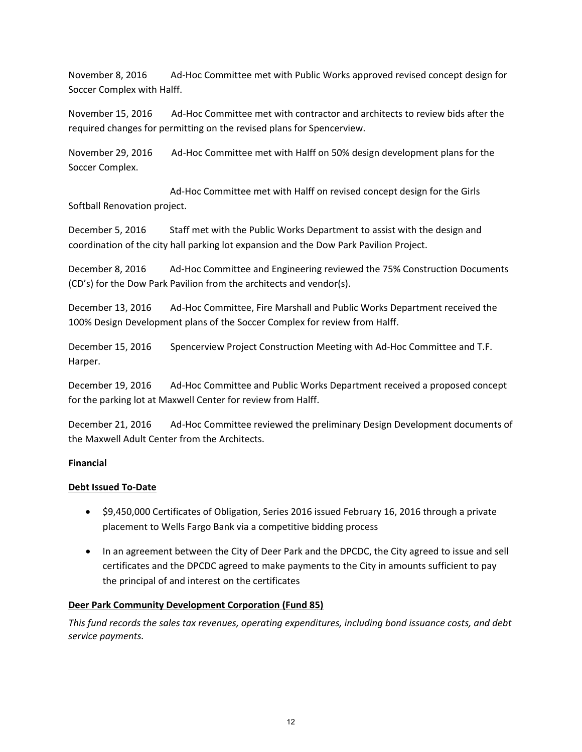November 8, 2016 Ad-Hoc Committee met with Public Works approved revised concept design for Soccer Complex with Halff.

November 15, 2016 Ad-Hoc Committee met with contractor and architects to review bids after the required changes for permitting on the revised plans for Spencerview.

November 29, 2016 Ad-Hoc Committee met with Halff on 50% design development plans for the Soccer Complex.

Ad-Hoc Committee met with Halff on revised concept design for the Girls Softball Renovation project.

December 5, 2016 Staff met with the Public Works Department to assist with the design and coordination of the city hall parking lot expansion and the Dow Park Pavilion Project.

December 8, 2016 Ad-Hoc Committee and Engineering reviewed the 75% Construction Documents (CD's) for the Dow Park Pavilion from the architects and vendor(s).

December 13, 2016 Ad-Hoc Committee, Fire Marshall and Public Works Department received the 100% Design Development plans of the Soccer Complex for review from Halff.

December 15, 2016 Spencerview Project Construction Meeting with Ad-Hoc Committee and T.F. Harper.

December 19, 2016 Ad-Hoc Committee and Public Works Department received a proposed concept for the parking lot at Maxwell Center for review from Halff.

December 21, 2016 Ad-Hoc Committee reviewed the preliminary Design Development documents of the Maxwell Adult Center from the Architects.

**Financial**

**Debt Issued To-Date**

- $9,450,000 Certificates of Obligation, Series 2016 issued February 16, 2016 through a private placement to Wells Fargo Bank via a competitive bidding process
- In an agreement between the City of Deer Park and the DPCDC, the City agreed to issue and sell certificates and the DPCDC agreed to make payments to the City in amounts sufficient to pay the principal of and interest on the certificates

**Deer Park Community Development Corporation (Fund 85)**

*This fund records the sales tax revenues, operating expenditures, including bond issuance costs, and debt service payments.*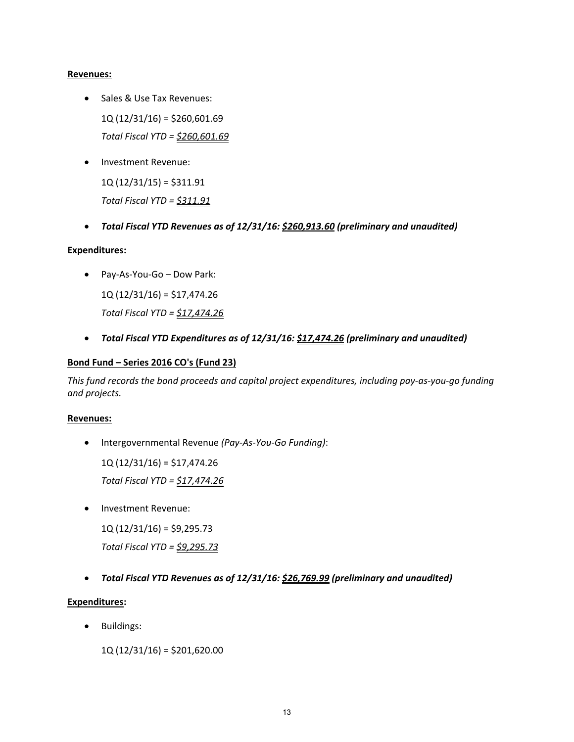**Revenues:**

- Sales & Use Tax Revenues:

  1Q (12/31/16) = $260,601.69

  *Total Fiscal YTD = $260,601.69*

- Investment Revenue:

  1Q (12/31/15) = $311.91

  *Total Fiscal YTD = $311.91*

- ***Total Fiscal YTD Revenues as of 12/31/16: $260,913.60 (preliminary and unaudited)***

**Expenditures:**

- Pay-As-You-Go – Dow Park:

  1Q (12/31/16) = $17,474.26

  *Total Fiscal YTD = $17,474.26*

- ***Total Fiscal YTD Expenditures as of 12/31/16: $17,474.26 (preliminary and unaudited)***

**Bond Fund – Series 2016 CO's (Fund 23)**

*This fund records the bond proceeds and capital project expenditures, including pay-as-you-go funding and projects.*

**Revenues:**

- Intergovernmental Revenue *(Pay-As-You-Go Funding)*:

  1Q (12/31/16) = $17,474.26

  *Total Fiscal YTD = $17,474.26*

- Investment Revenue:

  1Q (12/31/16) = $9,295.73

  *Total Fiscal YTD = $9,295.73*

- ***Total Fiscal YTD Revenues as of 12/31/16: $26,769.99 (preliminary and unaudited)***

**Expenditures:**

- Buildings:

  1Q (12/31/16) = $201,620.00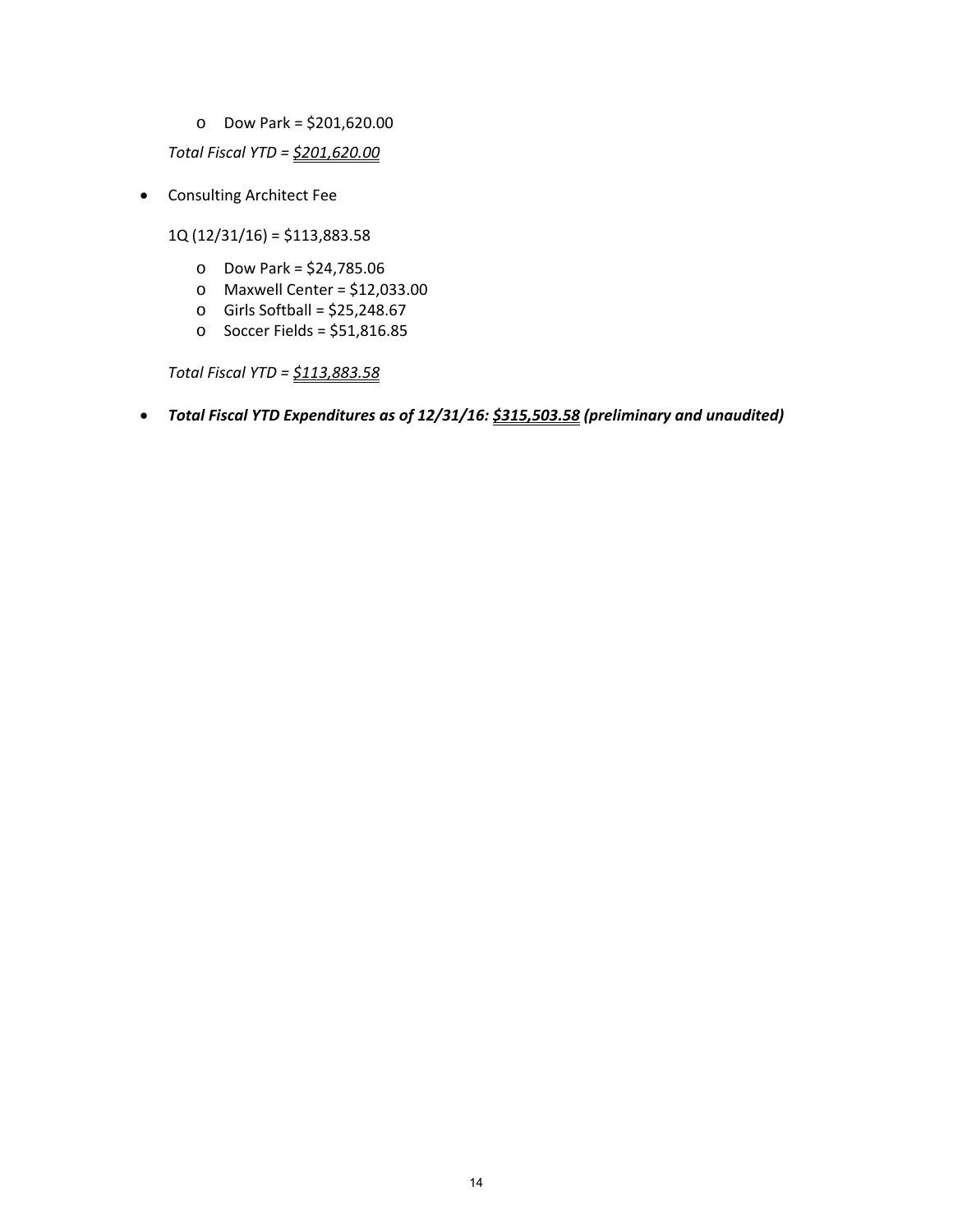- Dow Park = $201,620.00

  *Total Fiscal YTD = <u>$201,620.00</u>*

- Consulting Architect Fee

  1Q (12/31/16) = $113,883.58

  - Dow Park = $24,785.06
  - Maxwell Center = $12,033.00
  - Girls Softball = $25,248.67
  - Soccer Fields = $51,816.85

  *Total Fiscal YTD = <u>$113,883.58</u>*

- ***Total Fiscal YTD Expenditures as of 12/31/16: <u>$315,503.58</u> (preliminary and unaudited)***